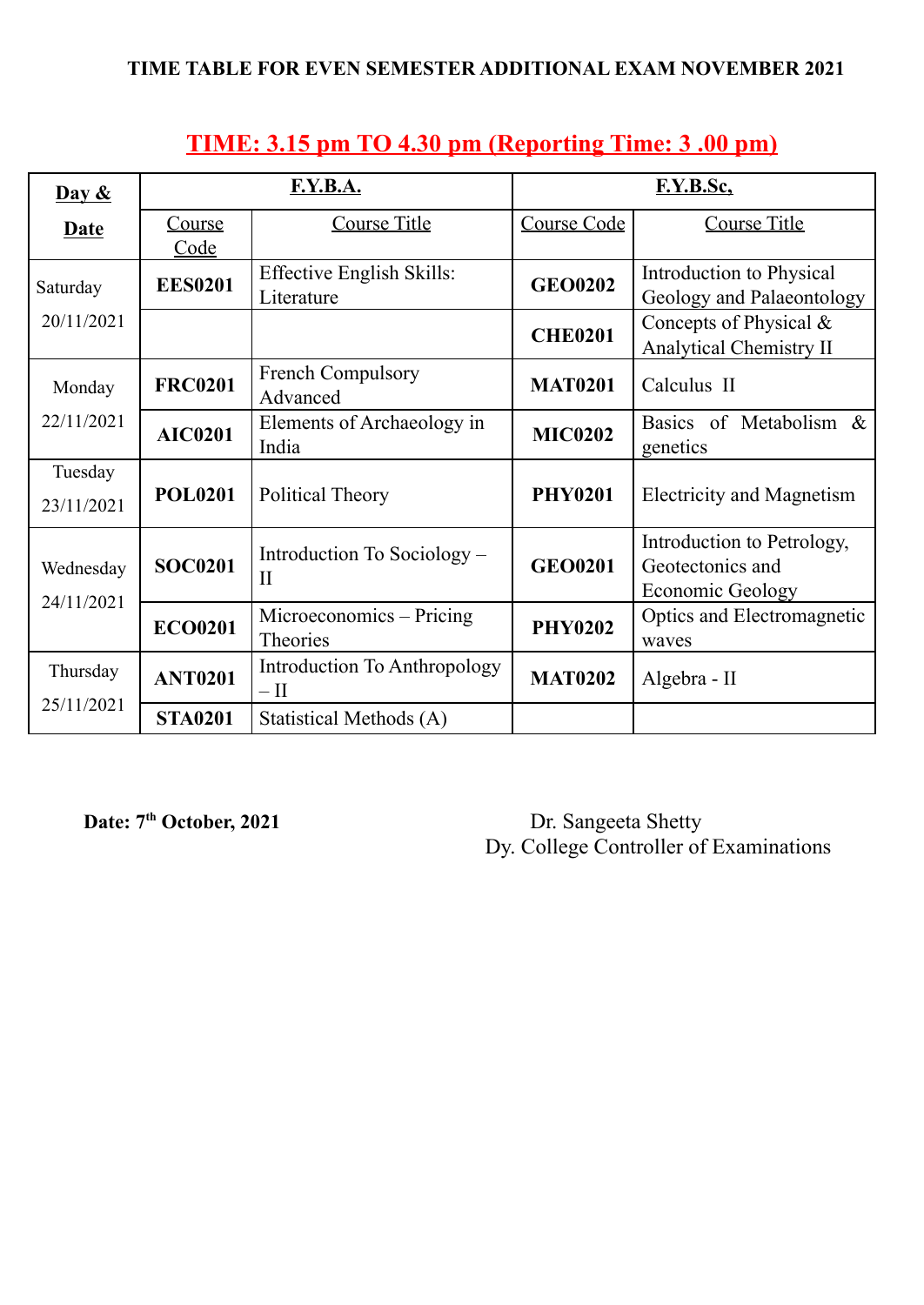**TIME TABLE FOR EVEN SEMESTER ADDITIONAL EXAM NOVEMBER 2021**

## TIME: 3.15 pm TO 4.30 pm (Reporting Time: 3 .00 pm)

| Day & Date | F.Y.B.A. | | F.Y.B.Sc, | |
|---|---|---|---|---|
| | Course Code | Course Title | Course Code | Course Title |
| Saturday 20/11/2021 | **EES0201** | Effective English Skills: Literature | **GEO0202** | Introduction to Physical Geology and Palaeontology |
| | | | **CHE0201** | Concepts of Physical & Analytical Chemistry II |
| Monday 22/11/2021 | **FRC0201** | French Compulsory Advanced | **MAT0201** | Calculus II |
| | **AIC0201** | Elements of Archaeology in India | **MIC0202** | Basics of Metabolism & genetics |
| Tuesday 23/11/2021 | **POL0201** | Political Theory | **PHY0201** | Electricity and Magnetism |
| Wednesday 24/11/2021 | **SOC0201** | Introduction To Sociology – II | **GEO0201** | Introduction to Petrology, Geotectonics and Economic Geology |
| | **ECO0201** | Microeconomics – Pricing Theories | **PHY0202** | Optics and Electromagnetic waves |
| Thursday 25/11/2021 | **ANT0201** | Introduction To Anthropology – II | **MAT0202** | Algebra - II |
| | **STA0201** | Statistical Methods (A) | | |

**Date: 7th October, 2021**

Dr. Sangeeta Shetty
Dy. College Controller of Examinations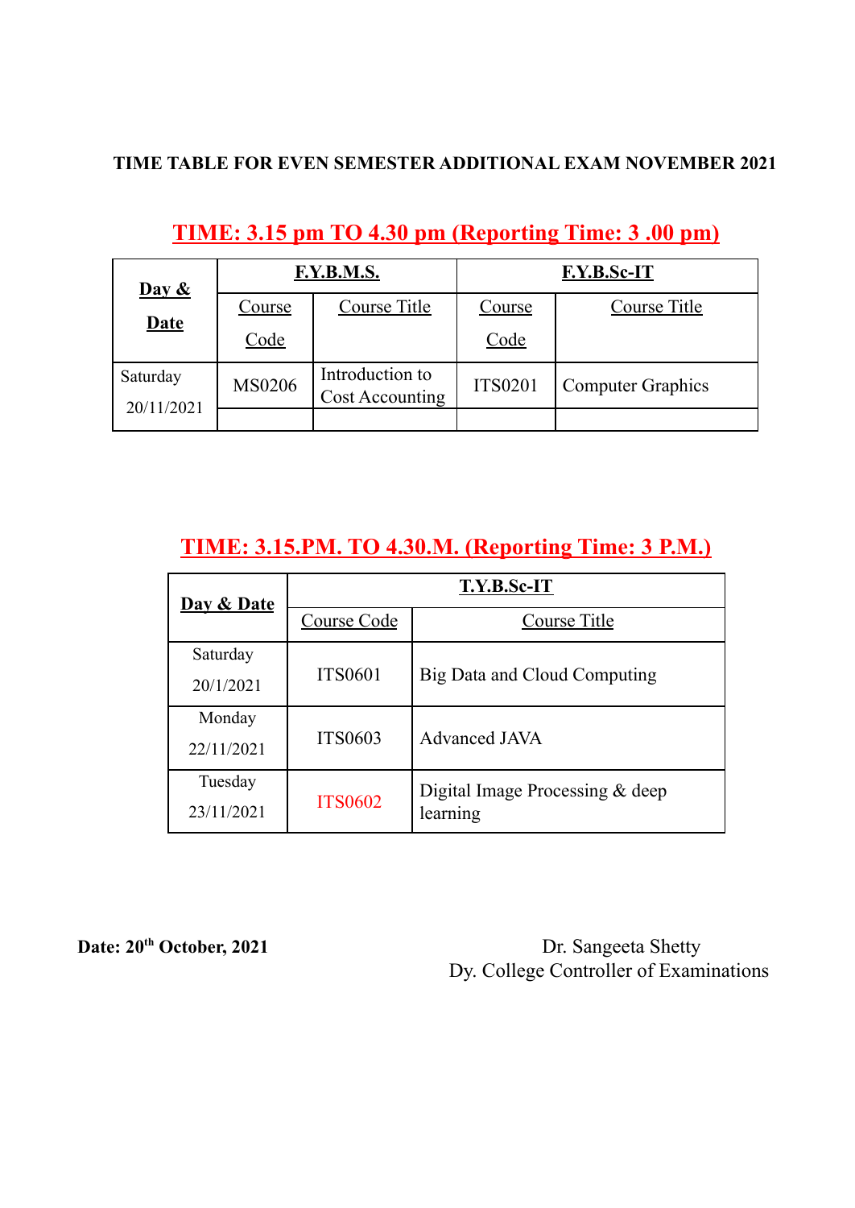**TIME TABLE FOR EVEN SEMESTER ADDITIONAL EXAM NOVEMBER 2021**

## TIME: 3.15 pm TO 4.30 pm (Reporting Time: 3 .00 pm)

| Day & Date | F.Y.B.M.S. | | F.Y.B.Sc-IT | |
|---|---|---|---|---|
| | Course Code | Course Title | Course Code | Course Title |
| Saturday 20/11/2021 | MS0206 | Introduction to Cost Accounting | ITS0201 | Computer Graphics |
| | | | | |

## TIME: 3.15.PM. TO 4.30.M. (Reporting Time: 3 P.M.)

| Day & Date | T.Y.B.Sc-IT | |
|---|---|---|
| | Course Code | Course Title |
| Saturday 20/1/2021 | ITS0601 | Big Data and Cloud Computing |
| Monday 22/11/2021 | ITS0603 | Advanced JAVA |
| Tuesday 23/11/2021 | ITS0602 | Digital Image Processing & deep learning |

**Date: 20th October, 2021**

Dr. Sangeeta Shetty
Dy. College Controller of Examinations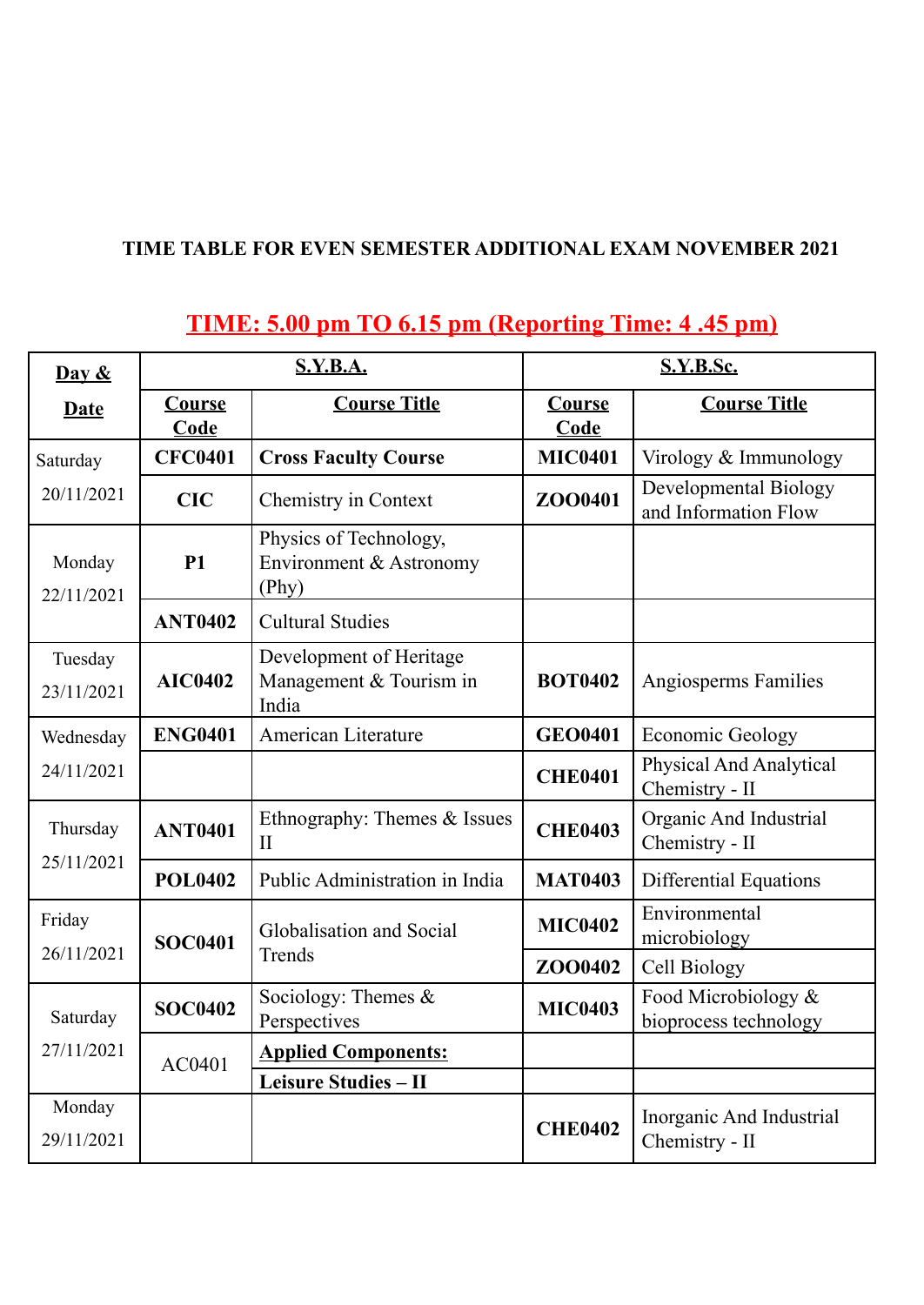**TIME TABLE FOR EVEN SEMESTER ADDITIONAL EXAM NOVEMBER 2021**

**TIME: 5.00 pm TO 6.15 pm (Reporting Time: 4 .45 pm)**

| **Day & Date** | **S.Y.B.A.** | | **S.Y.B.Sc.** | |
|---|---|---|---|---|
| | **Course Code** | **Course Title** | **Course Code** | **Course Title** |
| Saturday 20/11/2021 | **CFC0401** | **Cross Faculty Course** | **MIC0401** | Virology & Immunology |
| | **CIC** | Chemistry in Context | **ZOO0401** | Developmental Biology and Information Flow |
| Monday 22/11/2021 | **P1** | Physics of Technology, Environment & Astronomy (Phy) | | |
| | **ANT0402** | Cultural Studies | | |
| Tuesday 23/11/2021 | **AIC0402** | Development of Heritage Management & Tourism in India | **BOT0402** | Angiosperms Families |
| Wednesday 24/11/2021 | **ENG0401** | American Literature | **GEO0401** | Economic Geology |
| | | | **CHE0401** | Physical And Analytical Chemistry - II |
| Thursday 25/11/2021 | **ANT0401** | Ethnography: Themes & Issues II | **CHE0403** | Organic And Industrial Chemistry - II |
| | **POL0402** | Public Administration in India | **MAT0403** | Differential Equations |
| Friday 26/11/2021 | **SOC0401** | Globalisation and Social Trends | **MIC0402** | Environmental microbiology |
| | | | **ZOO0402** | Cell Biology |
| Saturday 27/11/2021 | **SOC0402** | Sociology: Themes & Perspectives | **MIC0403** | Food Microbiology & bioprocess technology |
| | AC0401 | **Applied Components:** | | |
| | | **Leisure Studies – II** | | |
| Monday 29/11/2021 | | | **CHE0402** | Inorganic And Industrial Chemistry - II |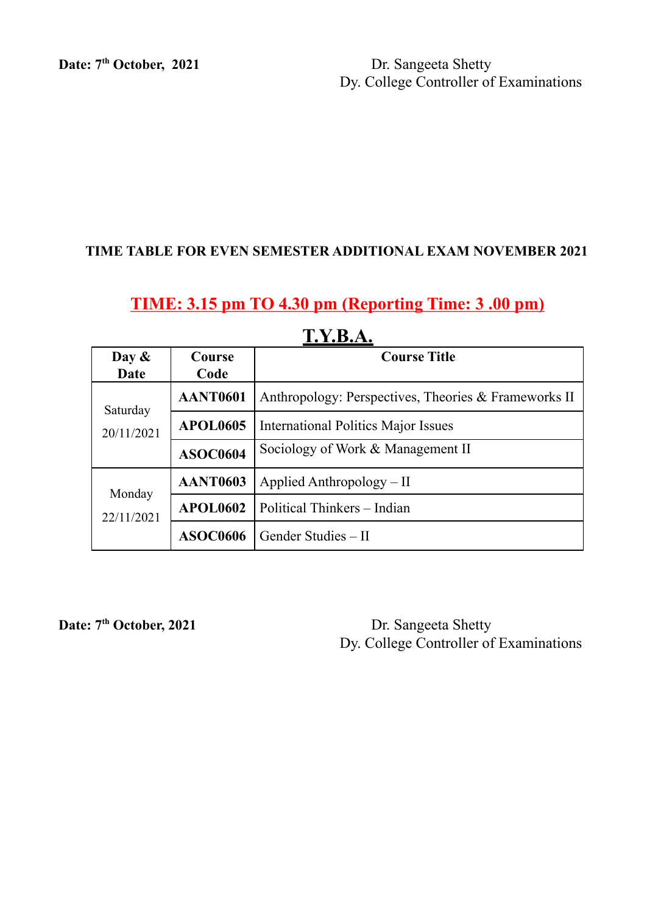**Date: 7th October, 2021**

Dr. Sangeeta Shetty
Dy. College Controller of Examinations

**TIME TABLE FOR EVEN SEMESTER ADDITIONAL EXAM NOVEMBER 2021**

## TIME: 3.15 pm TO 4.30 pm (Reporting Time: 3 .00 pm)

## T.Y.B.A.

| Day & Date | Course Code | Course Title |
|---|---|---|
| Saturday 20/11/2021 | **AANT0601** | Anthropology: Perspectives, Theories & Frameworks II |
| | **APOL0605** | International Politics Major Issues |
| | **ASOC0604** | Sociology of Work & Management II |
| Monday 22/11/2021 | **AANT0603** | Applied Anthropology – II |
| | **APOL0602** | Political Thinkers – Indian |
| | **ASOC0606** | Gender Studies – II |

**Date: 7th October, 2021**

Dr. Sangeeta Shetty
Dy. College Controller of Examinations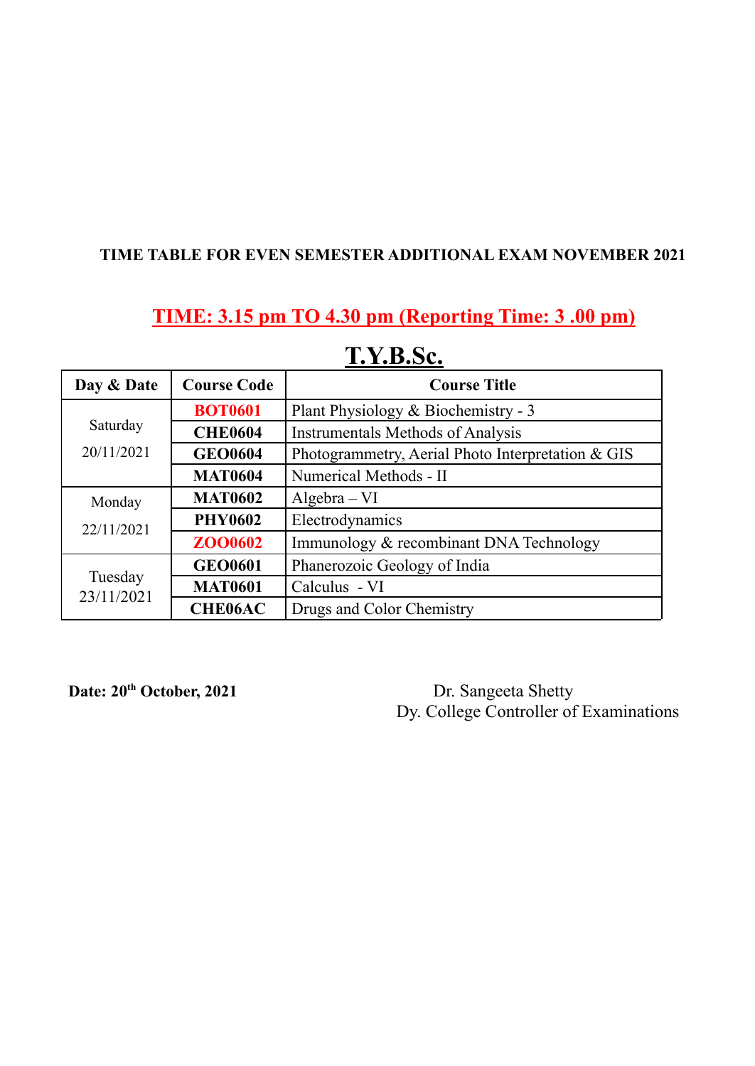**TIME TABLE FOR EVEN SEMESTER ADDITIONAL EXAM NOVEMBER 2021**

**TIME: 3.15 pm TO 4.30 pm (Reporting Time: 3 .00 pm)**

## T.Y.B.Sc.

| Day & Date | Course Code | Course Title |
|---|---|---|
| Saturday 20/11/2021 | **BOT0601** | Plant Physiology & Biochemistry - 3 |
| | **CHE0604** | Instrumentals Methods of Analysis |
| | **GEO0604** | Photogrammetry, Aerial Photo Interpretation & GIS |
| | **MAT0604** | Numerical Methods - II |
| Monday 22/11/2021 | **MAT0602** | Algebra – VI |
| | **PHY0602** | Electrodynamics |
| | **ZOO0602** | Immunology & recombinant DNA Technology |
| Tuesday 23/11/2021 | **GEO0601** | Phanerozoic Geology of India |
| | **MAT0601** | Calculus - VI |
| | **CHE06AC** | Drugs and Color Chemistry |

**Date: 20th October, 2021**

Dr. Sangeeta Shetty
Dy. College Controller of Examinations